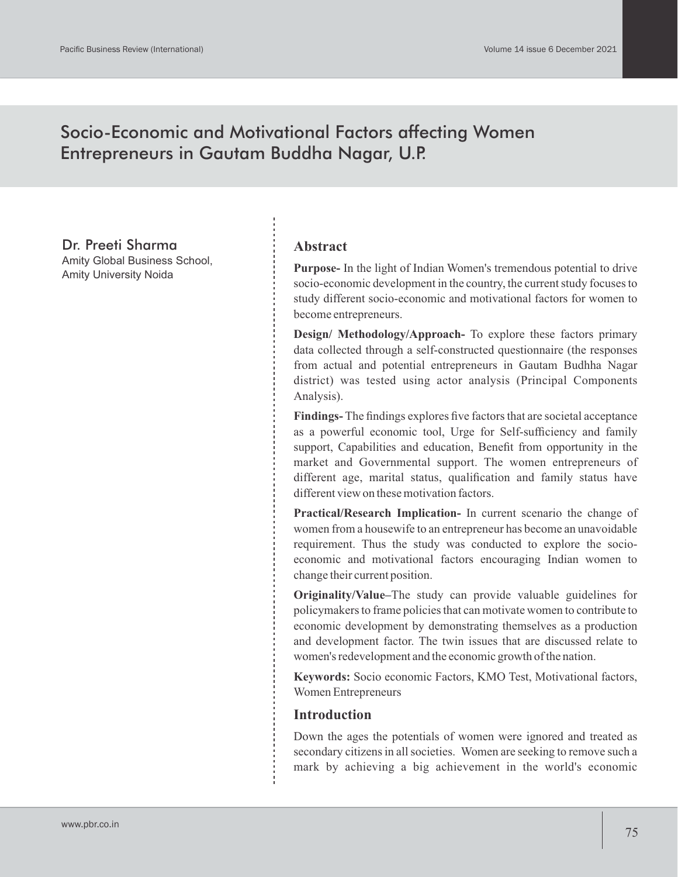# Socio-Economic and Motivational Factors affecting Women Entrepreneurs in Gautam Buddha Nagar, U.P.

Dr. Preeti Sharma
Amity Global Business School,
Amity University Noida

## Abstract

**Purpose-** In the light of Indian Women's tremendous potential to drive socio-economic development in the country, the current study focuses to study different socio-economic and motivational factors for women to become entrepreneurs.

**Design/ Methodology/Approach-** To explore these factors primary data collected through a self-constructed questionnaire (the responses from actual and potential entrepreneurs in Gautam Budhha Nagar district) was tested using actor analysis (Principal Components Analysis).

**Findings-** The findings explores five factors that are societal acceptance as a powerful economic tool, Urge for Self-sufficiency and family support, Capabilities and education, Benefit from opportunity in the market and Governmental support. The women entrepreneurs of different age, marital status, qualification and family status have different view on these motivation factors.

**Practical/Research Implication-** In current scenario the change of women from a housewife to an entrepreneur has become an unavoidable requirement. Thus the study was conducted to explore the socio-economic and motivational factors encouraging Indian women to change their current position.

**Originality/Value–**The study can provide valuable guidelines for policymakers to frame policies that can motivate women to contribute to economic development by demonstrating themselves as a production and development factor. The twin issues that are discussed relate to women's redevelopment and the economic growth of the nation.

**Keywords:** Socio economic Factors, KMO Test, Motivational factors, Women Entrepreneurs

## Introduction

Down the ages the potentials of women were ignored and treated as secondary citizens in all societies. Women are seeking to remove such a mark by achieving a big achievement in the world's economic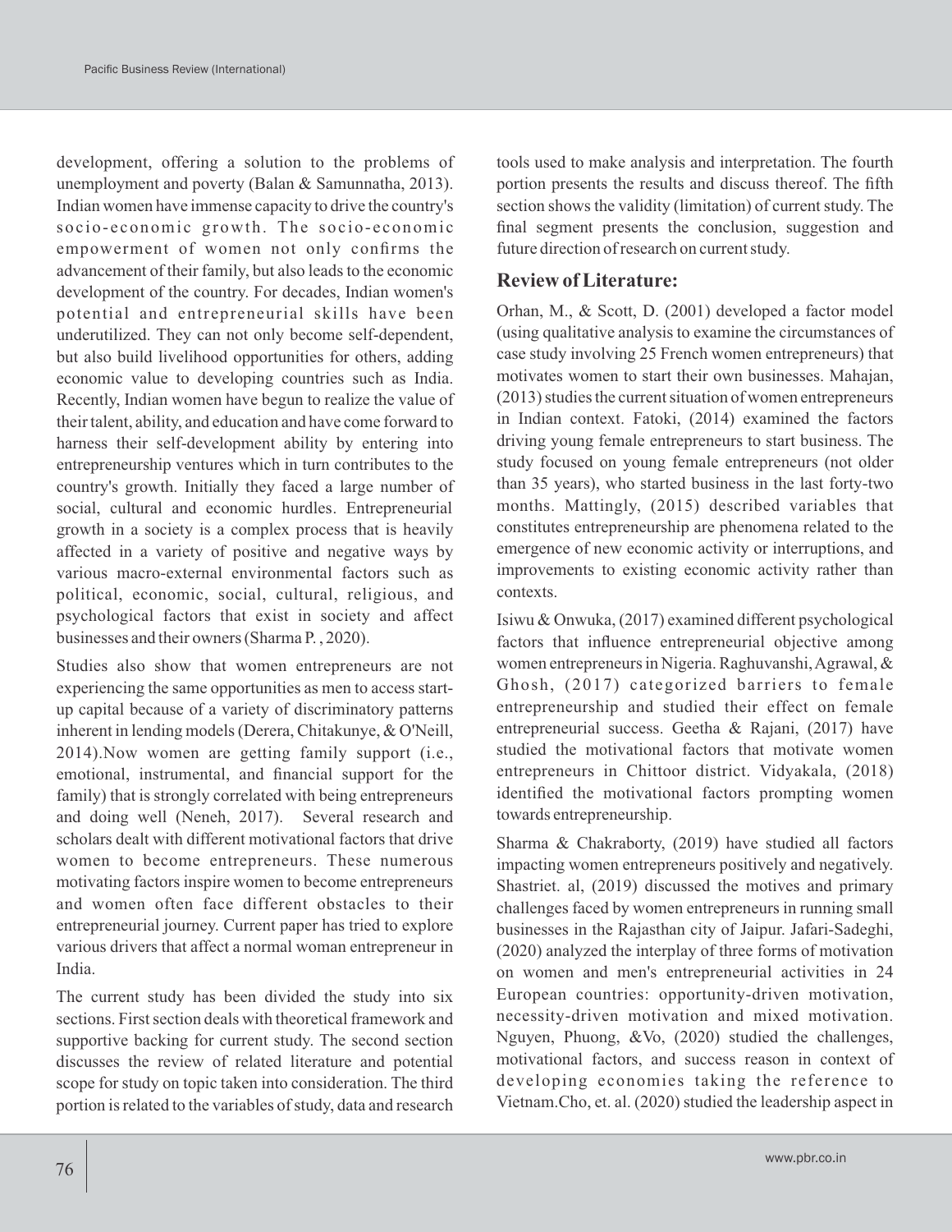development, offering a solution to the problems of unemployment and poverty (Balan & Samunnatha, 2013). Indian women have immense capacity to drive the country's socio-economic growth. The socio-economic empowerment of women not only confirms the advancement of their family, but also leads to the economic development of the country. For decades, Indian women's potential and entrepreneurial skills have been underutilized. They can not only become self-dependent, but also build livelihood opportunities for others, adding economic value to developing countries such as India. Recently, Indian women have begun to realize the value of their talent, ability, and education and have come forward to harness their self-development ability by entering into entrepreneurship ventures which in turn contributes to the country's growth. Initially they faced a large number of social, cultural and economic hurdles. Entrepreneurial growth in a society is a complex process that is heavily affected in a variety of positive and negative ways by various macro-external environmental factors such as political, economic, social, cultural, religious, and psychological factors that exist in society and affect businesses and their owners (Sharma P. , 2020).

Studies also show that women entrepreneurs are not experiencing the same opportunities as men to access start-up capital because of a variety of discriminatory patterns inherent in lending models (Derera, Chitakunye, & O'Neill, 2014).Now women are getting family support (i.e., emotional, instrumental, and financial support for the family) that is strongly correlated with being entrepreneurs and doing well (Neneh, 2017). Several research and scholars dealt with different motivational factors that drive women to become entrepreneurs. These numerous motivating factors inspire women to become entrepreneurs and women often face different obstacles to their entrepreneurial journey. Current paper has tried to explore various drivers that affect a normal woman entrepreneur in India.

The current study has been divided the study into six sections. First section deals with theoretical framework and supportive backing for current study. The second section discusses the review of related literature and potential scope for study on topic taken into consideration. The third portion is related to the variables of study, data and research tools used to make analysis and interpretation. The fourth portion presents the results and discuss thereof. The fifth section shows the validity (limitation) of current study. The final segment presents the conclusion, suggestion and future direction of research on current study.

## Review of Literature:

Orhan, M., & Scott, D. (2001) developed a factor model (using qualitative analysis to examine the circumstances of case study involving 25 French women entrepreneurs) that motivates women to start their own businesses. Mahajan, (2013) studies the current situation of women entrepreneurs in Indian context. Fatoki, (2014) examined the factors driving young female entrepreneurs to start business. The study focused on young female entrepreneurs (not older than 35 years), who started business in the last forty-two months. Mattingly, (2015) described variables that constitutes entrepreneurship are phenomena related to the emergence of new economic activity or interruptions, and improvements to existing economic activity rather than contexts.

Isiwu & Onwuka, (2017) examined different psychological factors that influence entrepreneurial objective among women entrepreneurs in Nigeria. Raghuvanshi, Agrawal, & Ghosh, (2017) categorized barriers to female entrepreneurship and studied their effect on female entrepreneurial success. Geetha & Rajani, (2017) have studied the motivational factors that motivate women entrepreneurs in Chittoor district. Vidyakala, (2018) identified the motivational factors prompting women towards entrepreneurship.

Sharma & Chakraborty, (2019) have studied all factors impacting women entrepreneurs positively and negatively. Shastriet. al, (2019) discussed the motives and primary challenges faced by women entrepreneurs in running small businesses in the Rajasthan city of Jaipur. Jafari-Sadeghi, (2020) analyzed the interplay of three forms of motivation on women and men's entrepreneurial activities in 24 European countries: opportunity-driven motivation, necessity-driven motivation and mixed motivation. Nguyen, Phuong, &Vo, (2020) studied the challenges, motivational factors, and success reason in context of developing economies taking the reference to Vietnam.Cho, et. al. (2020) studied the leadership aspect in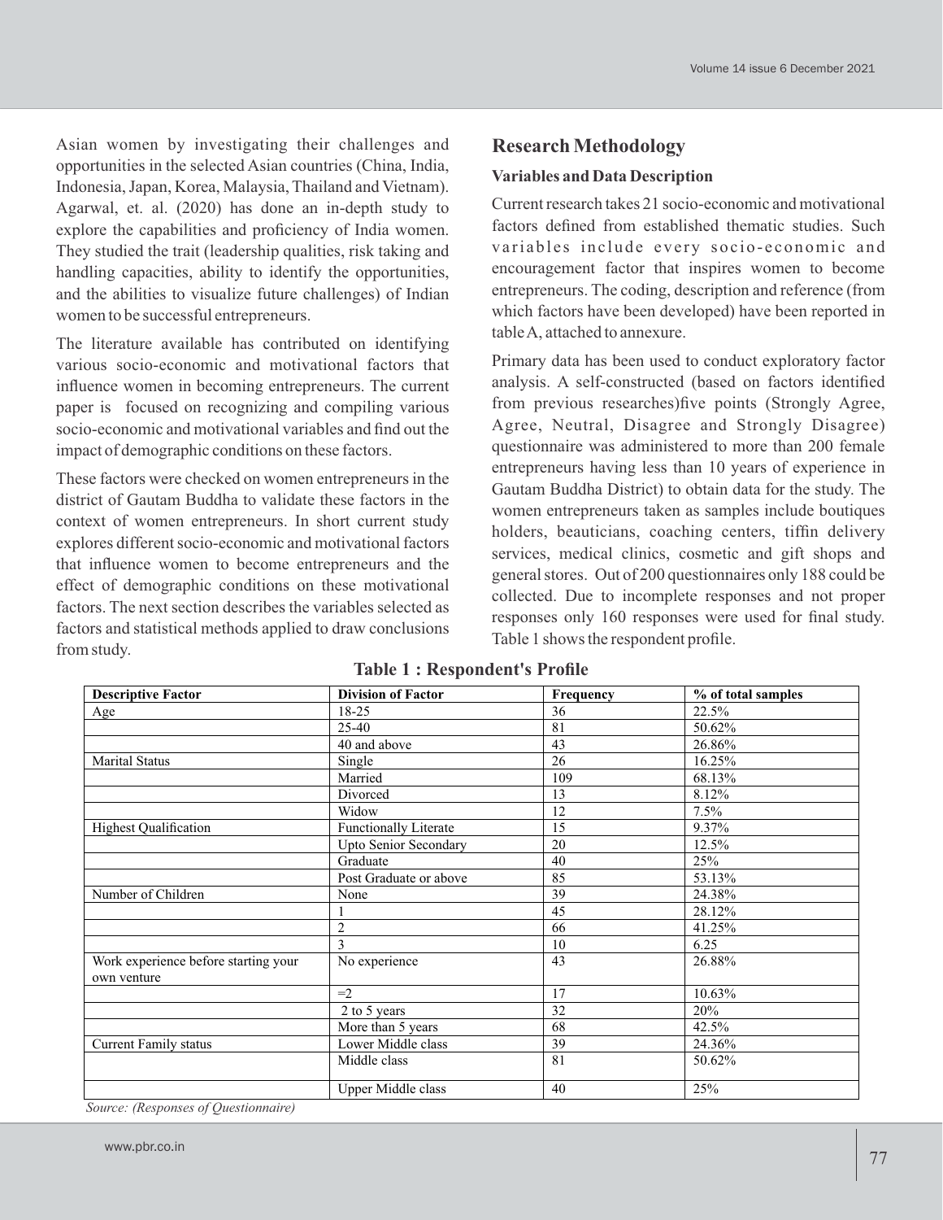Asian women by investigating their challenges and opportunities in the selected Asian countries (China, India, Indonesia, Japan, Korea, Malaysia, Thailand and Vietnam). Agarwal, et. al. (2020) has done an in-depth study to explore the capabilities and proficiency of India women. They studied the trait (leadership qualities, risk taking and handling capacities, ability to identify the opportunities, and the abilities to visualize future challenges) of Indian women to be successful entrepreneurs.

The literature available has contributed on identifying various socio-economic and motivational factors that influence women in becoming entrepreneurs. The current paper is focused on recognizing and compiling various socio-economic and motivational variables and find out the impact of demographic conditions on these factors.

These factors were checked on women entrepreneurs in the district of Gautam Buddha to validate these factors in the context of women entrepreneurs. In short current study explores different socio-economic and motivational factors that influence women to become entrepreneurs and the effect of demographic conditions on these motivational factors. The next section describes the variables selected as factors and statistical methods applied to draw conclusions from study.

## Research Methodology

### Variables and Data Description

Current research takes 21 socio-economic and motivational factors defined from established thematic studies. Such variables include every socio-economic and encouragement factor that inspires women to become entrepreneurs. The coding, description and reference (from which factors have been developed) have been reported in table A, attached to annexure.

Primary data has been used to conduct exploratory factor analysis. A self-constructed (based on factors identified from previous researches)five points (Strongly Agree, Agree, Neutral, Disagree and Strongly Disagree) questionnaire was administered to more than 200 female entrepreneurs having less than 10 years of experience in Gautam Buddha District) to obtain data for the study. The women entrepreneurs taken as samples include boutiques holders, beauticians, coaching centers, tiffin delivery services, medical clinics, cosmetic and gift shops and general stores. Out of 200 questionnaires only 188 could be collected. Due to incomplete responses and not proper responses only 160 responses were used for final study. Table 1 shows the respondent profile.

**Table 1 : Respondent's Profile**

| Descriptive Factor | Division of Factor | Frequency | % of total samples |
|---|---|---|---|
| Age | 18-25 | 36 | 22.5% |
| | 25-40 | 81 | 50.62% |
| | 40 and above | 43 | 26.86% |
| Marital Status | Single | 26 | 16.25% |
| | Married | 109 | 68.13% |
| | Divorced | 13 | 8.12% |
| | Widow | 12 | 7.5% |
| Highest Qualification | Functionally Literate | 15 | 9.37% |
| | Upto Senior Secondary | 20 | 12.5% |
| | Graduate | 40 | 25% |
| | Post Graduate or above | 85 | 53.13% |
| Number of Children | None | 39 | 24.38% |
| | 1 | 45 | 28.12% |
| | 2 | 66 | 41.25% |
| | 3 | 10 | 6.25 |
| Work experience before starting your own venture | No experience | 43 | 26.88% |
| | =2 | 17 | 10.63% |
| | 2 to 5 years | 32 | 20% |
| | More than 5 years | 68 | 42.5% |
| Current Family status | Lower Middle class | 39 | 24.36% |
| | Middle class | 81 | 50.62% |
| | Upper Middle class | 40 | 25% |

*Source: (Responses of Questionnaire)*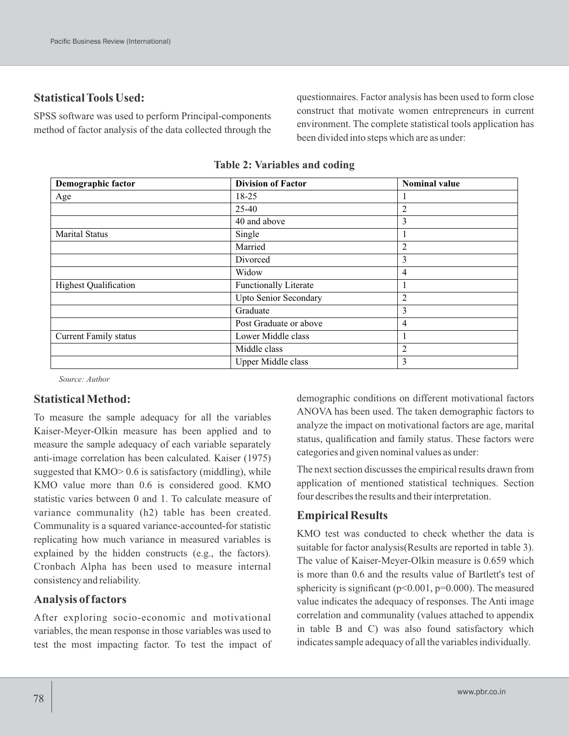## Statistical Tools Used:

SPSS software was used to perform Principal-components method of factor analysis of the data collected through the questionnaires. Factor analysis has been used to form close construct that motivate women entrepreneurs in current environment. The complete statistical tools application has been divided into steps which are as under:

**Table 2: Variables and coding**

| Demographic factor | Division of Factor | Nominal value |
|---|---|---|
| Age | 18-25 | 1 |
| | 25-40 | 2 |
| | 40 and above | 3 |
| Marital Status | Single | 1 |
| | Married | 2 |
| | Divorced | 3 |
| | Widow | 4 |
| Highest Qualification | Functionally Literate | 1 |
| | Upto Senior Secondary | 2 |
| | Graduate | 3 |
| | Post Graduate or above | 4 |
| Current Family status | Lower Middle class | 1 |
| | Middle class | 2 |
| | Upper Middle class | 3 |

*Source: Author*

## Statistical Method:

To measure the sample adequacy for all the variables Kaiser-Meyer-Olkin measure has been applied and to measure the sample adequacy of each variable separately anti-image correlation has been calculated. Kaiser (1975) suggested that KMO> 0.6 is satisfactory (middling), while KMO value more than 0.6 is considered good. KMO statistic varies between 0 and 1. To calculate measure of variance communality (h2) table has been created. Communality is a squared variance-accounted-for statistic replicating how much variance in measured variables is explained by the hidden constructs (e.g., the factors). Cronbach Alpha has been used to measure internal consistency and reliability.

## Analysis of factors

After exploring socio-economic and motivational variables, the mean response in those variables was used to test the most impacting factor. To test the impact of demographic conditions on different motivational factors ANOVA has been used. The taken demographic factors to analyze the impact on motivational factors are age, marital status, qualification and family status. These factors were categories and given nominal values as under:

The next section discusses the empirical results drawn from application of mentioned statistical techniques. Section four describes the results and their interpretation.

## Empirical Results

KMO test was conducted to check whether the data is suitable for factor analysis(Results are reported in table 3). The value of Kaiser-Meyer-Olkin measure is 0.659 which is more than 0.6 and the results value of Bartlett's test of sphericity is significant ($p<0.001$, $p=0.000$). The measured value indicates the adequacy of responses. The Anti image correlation and communality (values attached to appendix in table B and C) was also found satisfactory which indicates sample adequacy of all the variables individually.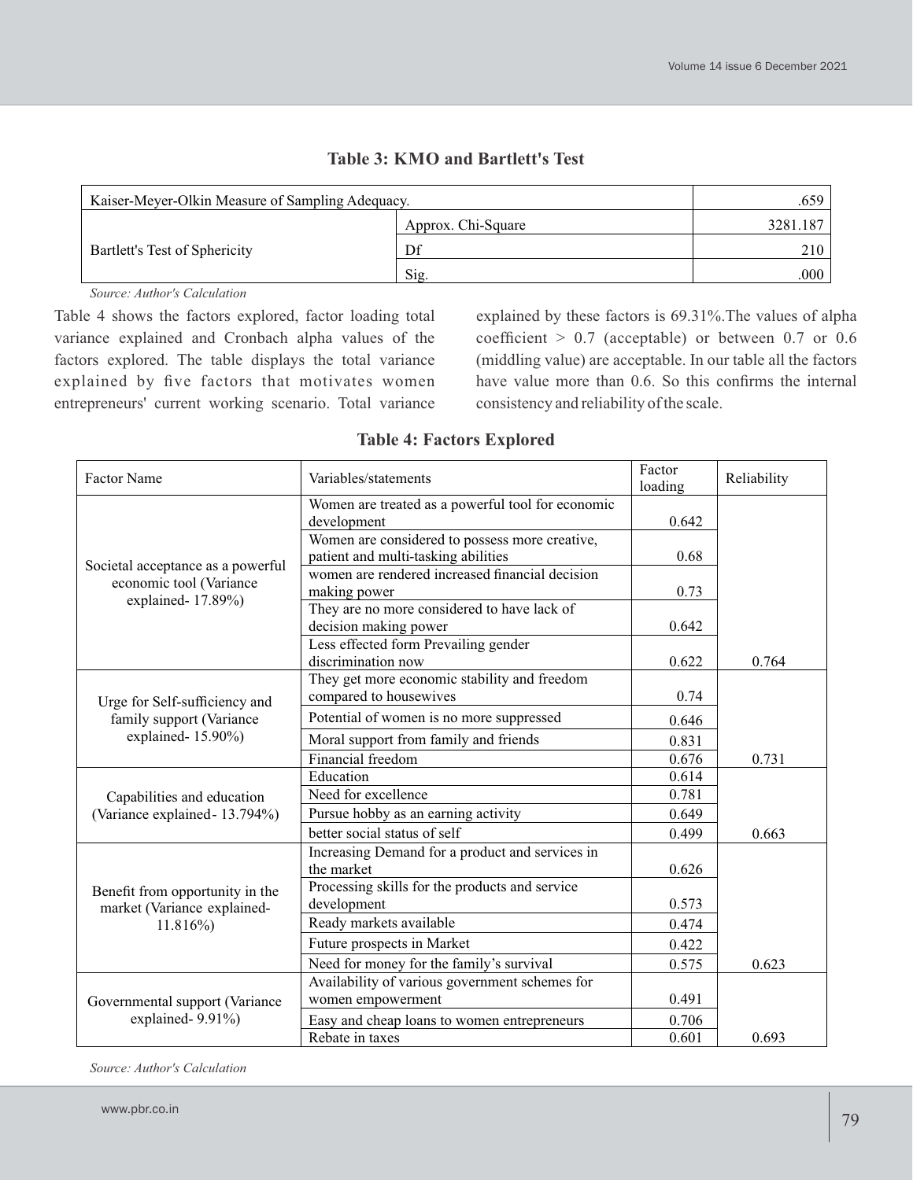**Table 3: KMO and Bartlett's Test**

| Kaiser-Meyer-Olkin Measure of Sampling Adequacy. | | .659 |
|---|---|---|
| Bartlett's Test of Sphericity | Approx. Chi-Square | 3281.187 |
| | Df | 210 |
| | Sig. | .000 |

*Source: Author's Calculation*

Table 4 shows the factors explored, factor loading total variance explained and Cronbach alpha values of the factors explored. The table displays the total variance explained by five factors that motivates women entrepreneurs' current working scenario. Total variance explained by these factors is 69.31%.The values of alpha coefficient > 0.7 (acceptable) or between 0.7 or 0.6 (middling value) are acceptable. In our table all the factors have value more than 0.6. So this confirms the internal consistency and reliability of the scale.

**Table 4: Factors Explored**

| Factor Name | Variables/statements | Factor loading | Reliability |
|---|---|---|---|
| Societal acceptance as a powerful economic tool (Variance explained- 17.89%) | Women are treated as a powerful tool for economic development | 0.642 | |
| | Women are considered to possess more creative, patient and multi-tasking abilities | 0.68 | |
| | women are rendered increased financial decision making power | 0.73 | |
| | They are no more considered to have lack of decision making power | 0.642 | |
| | Less effected form Prevailing gender discrimination now | 0.622 | 0.764 |
| Urge for Self-sufficiency and family support (Variance explained- 15.90%) | They get more economic stability and freedom compared to housewives | 0.74 | |
| | Potential of women is no more suppressed | 0.646 | |
| | Moral support from family and friends | 0.831 | |
| | Financial freedom | 0.676 | 0.731 |
| Capabilities and education (Variance explained- 13.794%) | Education | 0.614 | |
| | Need for excellence | 0.781 | |
| | Pursue hobby as an earning activity | 0.649 | |
| | better social status of self | 0.499 | 0.663 |
| Benefit from opportunity in the market (Variance explained- 11.816%) | Increasing Demand for a product and services in the market | 0.626 | |
| | Processing skills for the products and service development | 0.573 | |
| | Ready markets available | 0.474 | |
| | Future prospects in Market | 0.422 | |
| | Need for money for the family's survival | 0.575 | 0.623 |
| Governmental support (Variance explained- 9.91%) | Availability of various government schemes for women empowerment | 0.491 | |
| | Easy and cheap loans to women entrepreneurs | 0.706 | |
| | Rebate in taxes | 0.601 | 0.693 |

*Source: Author's Calculation*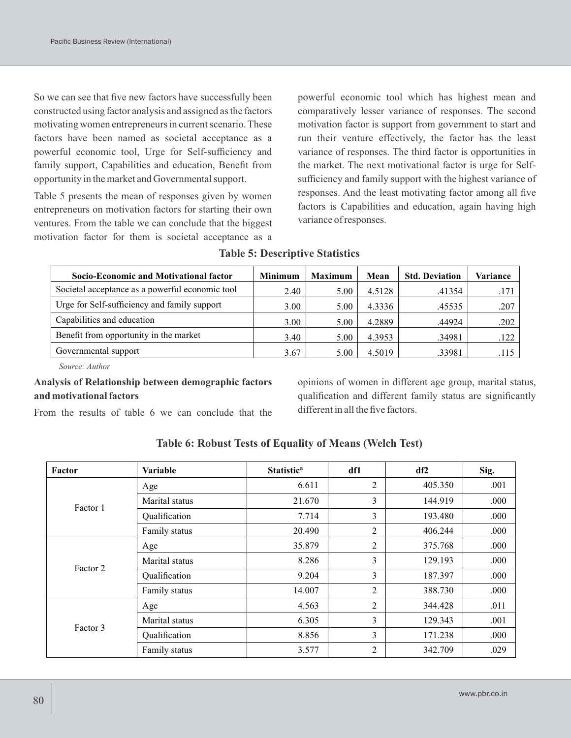So we can see that five new factors have successfully been constructed using factor analysis and assigned as the factors motivating women entrepreneurs in current scenario. These factors have been named as societal acceptance as a powerful economic tool, Urge for Self-sufficiency and family support, Capabilities and education, Benefit from opportunity in the market and Governmental support.

Table 5 presents the mean of responses given by women entrepreneurs on motivation factors for starting their own ventures. From the table we can conclude that the biggest motivation factor for them is societal acceptance as a powerful economic tool which has highest mean and comparatively lesser variance of responses. The second motivation factor is support from government to start and run their venture effectively, the factor has the least variance of responses. The third factor is opportunities in the market. The next motivational factor is urge for Self-sufficiency and family support with the highest variance of responses. And the least motivating factor among all five factors is Capabilities and education, again having high variance of responses.

**Table 5: Descriptive Statistics**

| Socio-Economic and Motivational factor | Minimum | Maximum | Mean | Std. Deviation | Variance |
|---|---|---|---|---|---|
| Societal acceptance as a powerful economic tool | 2.40 | 5.00 | 4.5128 | .41354 | .171 |
| Urge for Self-sufficiency and family support | 3.00 | 5.00 | 4.3336 | .45535 | .207 |
| Capabilities and education | 3.00 | 5.00 | 4.2889 | .44924 | .202 |
| Benefit from opportunity in the market | 3.40 | 5.00 | 4.3953 | .34981 | .122 |
| Governmental support | 3.67 | 5.00 | 4.5019 | .33981 | .115 |

*Source: Author*

**Analysis of Relationship between demographic factors and motivational factors**

From the results of table 6 we can conclude that the opinions of women in different age group, marital status, qualification and different family status are significantly different in all the five factors.

**Table 6: Robust Tests of Equality of Means (Welch Test)**

| Factor | Variable | Statistic[a] | df1 | df2 | Sig. |
|---|---|---|---|---|---|
| Factor 1 | Age | 6.611 | 2 | 405.350 | .001 |
| | Marital status | 21.670 | 3 | 144.919 | .000 |
| | Qualification | 7.714 | 3 | 193.480 | .000 |
| | Family status | 20.490 | 2 | 406.244 | .000 |
| Factor 2 | Age | 35.879 | 2 | 375.768 | .000 |
| | Marital status | 8.286 | 3 | 129.193 | .000 |
| | Qualification | 9.204 | 3 | 187.397 | .000 |
| | Family status | 14.007 | 2 | 388.730 | .000 |
| Factor 3 | Age | 4.563 | 2 | 344.428 | .011 |
| | Marital status | 6.305 | 3 | 129.343 | .001 |
| | Qualification | 8.856 | 3 | 171.238 | .000 |
| | Family status | 3.577 | 2 | 342.709 | .029 |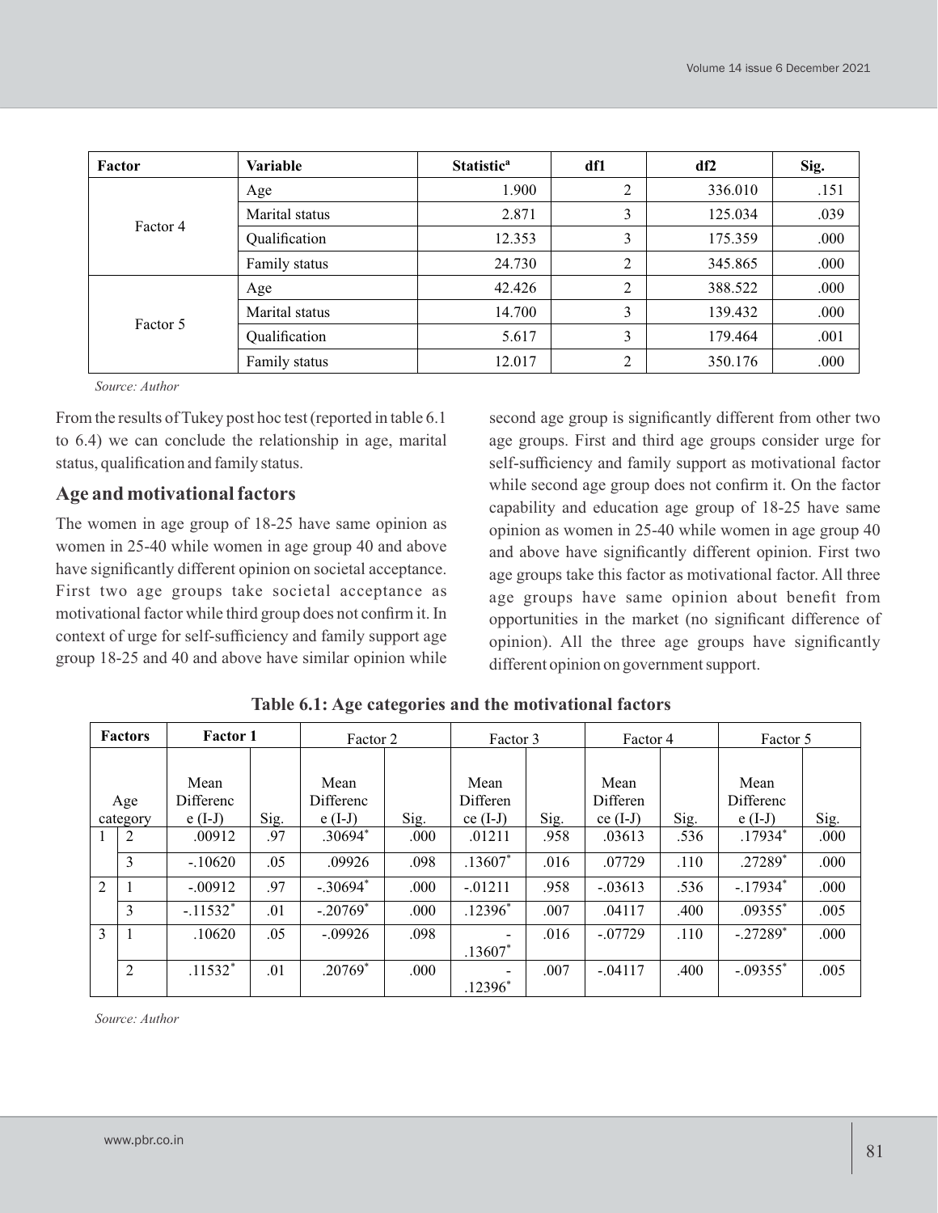| Factor | Variable | Statistic[a] | df1 | df2 | Sig. |
|---|---|---|---|---|---|
| Factor 4 | Age | 1.900 | 2 | 336.010 | .151 |
| | Marital status | 2.871 | 3 | 125.034 | .039 |
| | Qualification | 12.353 | 3 | 175.359 | .000 |
| | Family status | 24.730 | 2 | 345.865 | .000 |
| Factor 5 | Age | 42.426 | 2 | 388.522 | .000 |
| | Marital status | 14.700 | 3 | 139.432 | .000 |
| | Qualification | 5.617 | 3 | 179.464 | .001 |
| | Family status | 12.017 | 2 | 350.176 | .000 |

*Source: Author*

From the results of Tukey post hoc test (reported in table 6.1 to 6.4) we can conclude the relationship in age, marital status, qualification and family status.

## Age and motivational factors

The women in age group of 18-25 have same opinion as women in 25-40 while women in age group 40 and above have significantly different opinion on societal acceptance. First two age groups take societal acceptance as motivational factor while third group does not confirm it. In context of urge for self-sufficiency and family support age group 18-25 and 40 and above have similar opinion while second age group is significantly different from other two age groups. First and third age groups consider urge for self-sufficiency and family support as motivational factor while second age group does not confirm it. On the factor capability and education age group of 18-25 have same opinion as women in 25-40 while women in age group 40 and above have significantly different opinion. First two age groups take this factor as motivational factor. All three age groups have same opinion about benefit from opportunities in the market (no significant difference of opinion). All the three age groups have significantly different opinion on government support.

**Table 6.1: Age categories and the motivational factors**

| Factors | | Factor 1 | | Factor 2 | | Factor 3 | | Factor 4 | | Factor 5 | |
|---|---|---|---|---|---|---|---|---|---|---|---|
| Age category | | Mean Difference (I-J) | Sig. | Mean Difference (I-J) | Sig. | Mean Difference (I-J) | Sig. | Mean Difference (I-J) | Sig. | Mean Difference (I-J) | Sig. |
| 1 | 2 | .00912 | .97 | .30694* | .000 | .01211 | .958 | .03613 | .536 | .17934* | .000 |
| | 3 | -.10620 | .05 | .09926 | .098 | .13607* | .016 | .07729 | .110 | .27289* | .000 |
| 2 | 1 | -.00912 | .97 | -.30694* | .000 | -.01211 | .958 | -.03613 | .536 | -.17934* | .000 |
| | 3 | -.11532* | .01 | -.20769* | .000 | .12396* | .007 | .04117 | .400 | .09355* | .005 |
| 3 | 1 | .10620 | .05 | -.09926 | .098 | -.13607* | .016 | -.07729 | .110 | -.27289* | .000 |
| | 2 | .11532* | .01 | .20769* | .000 | -.12396* | .007 | -.04117 | .400 | -.09355* | .005 |

*Source: Author*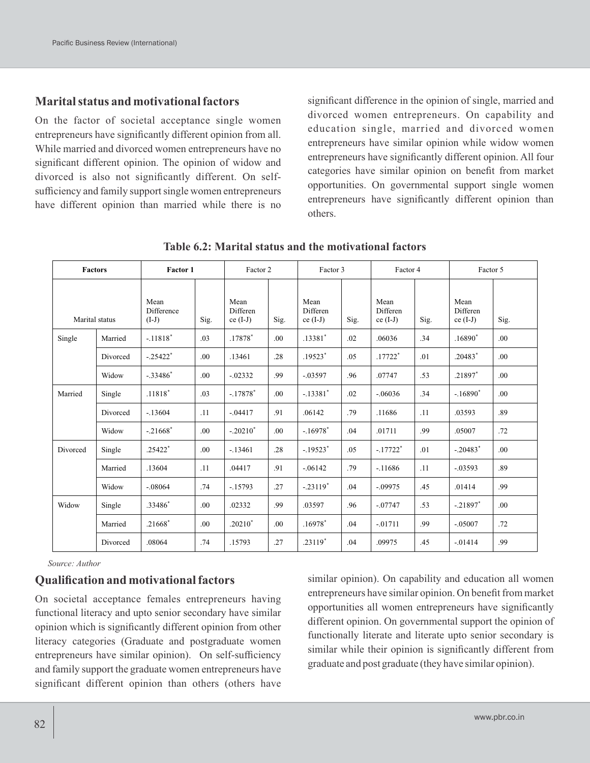## Marital status and motivational factors

On the factor of societal acceptance single women entrepreneurs have significantly different opinion from all. While married and divorced women entrepreneurs have no significant different opinion. The opinion of widow and divorced is also not significantly different. On self-sufficiency and family support single women entrepreneurs have different opinion than married while there is no significant difference in the opinion of single, married and divorced women entrepreneurs. On capability and education single, married and divorced women entrepreneurs have similar opinion while widow women entrepreneurs have significantly different opinion. All four categories have similar opinion on benefit from market opportunities. On governmental support single women entrepreneurs have significantly different opinion than others.

**Table 6.2: Marital status and the motivational factors**

| **Factors** | | **Factor 1** | | Factor 2 | | Factor 3 | | Factor 4 | | Factor 5 | |
|---|---|---|---|---|---|---|---|---|---|---|---|
| Marital status | | Mean Difference (I-J) | Sig. | Mean Difference (I-J) | Sig. | Mean Difference (I-J) | Sig. | Mean Difference (I-J) | Sig. | Mean Difference (I-J) | Sig. |
| Single | Married | -.11818* | .03 | .17878* | .00 | .13381* | .02 | .06036 | .34 | .16890* | .00 |
| | Divorced | -.25422* | .00 | .13461 | .28 | .19523* | .05 | .17722* | .01 | .20483* | .00 |
| | Widow | -.33486* | .00 | -.02332 | .99 | -.03597 | .96 | .07747 | .53 | .21897* | .00 |
| Married | Single | .11818* | .03 | -.17878* | .00 | -.13381* | .02 | -.06036 | .34 | -.16890* | .00 |
| | Divorced | -.13604 | .11 | -.04417 | .91 | .06142 | .79 | .11686 | .11 | .03593 | .89 |
| | Widow | -.21668* | .00 | -.20210* | .00 | -.16978* | .04 | .01711 | .99 | .05007 | .72 |
| Divorced | Single | .25422* | .00 | -.13461 | .28 | -.19523* | .05 | -.17722* | .01 | -.20483* | .00 |
| | Married | .13604 | .11 | .04417 | .91 | -.06142 | .79 | -.11686 | .11 | -.03593 | .89 |
| | Widow | -.08064 | .74 | -.15793 | .27 | -.23119* | .04 | -.09975 | .45 | .01414 | .99 |
| Widow | Single | .33486* | .00 | .02332 | .99 | .03597 | .96 | -.07747 | .53 | -.21897* | .00 |
| | Married | .21668* | .00 | .20210* | .00 | .16978* | .04 | -.01711 | .99 | -.05007 | .72 |
| | Divorced | .08064 | .74 | .15793 | .27 | .23119* | .04 | .09975 | .45 | -.01414 | .99 |

*Source: Author*

## Qualification and motivational factors

On societal acceptance females entrepreneurs having functional literacy and upto senior secondary have similar opinion which is significantly different opinion from other literacy categories (Graduate and postgraduate women entrepreneurs have similar opinion). On self-sufficiency and family support the graduate women entrepreneurs have significant different opinion than others (others have similar opinion). On capability and education all women entrepreneurs have similar opinion. On benefit from market opportunities all women entrepreneurs have significantly different opinion. On governmental support the opinion of functionally literate and literate upto senior secondary is similar while their opinion is significantly different from graduate and post graduate (they have similar opinion).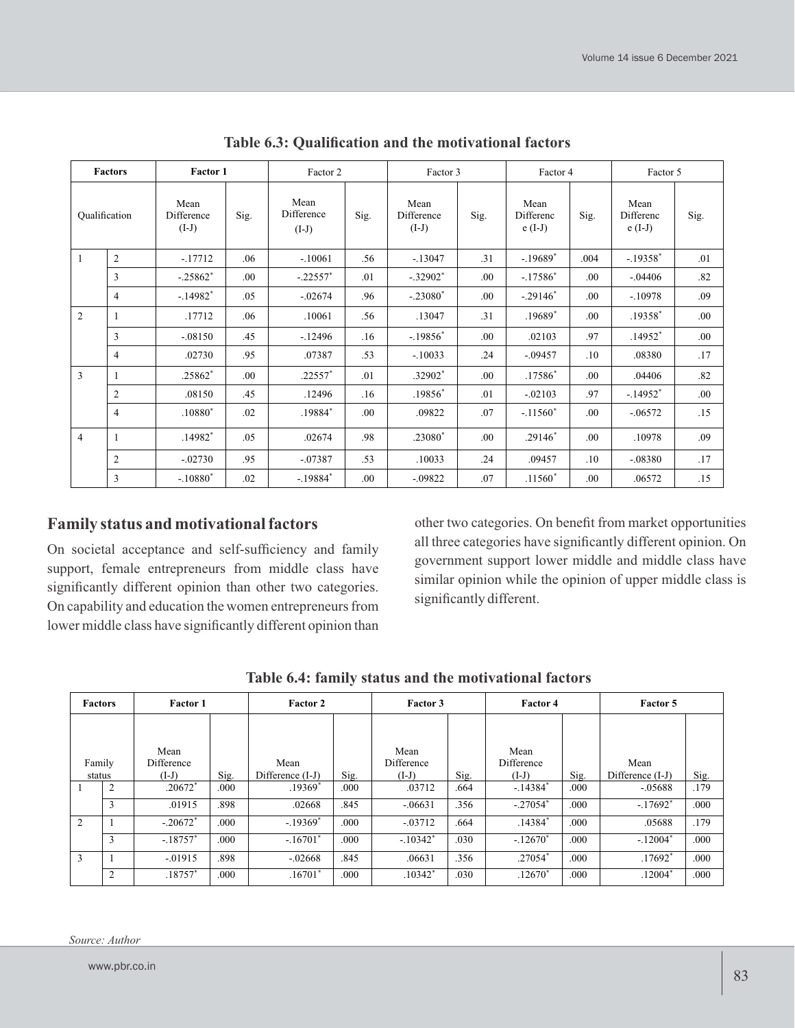**Table 6.3: Qualification and the motivational factors**

| Factors | | Factor 1 | | Factor 2 | | Factor 3 | | Factor 4 | | Factor 5 | |
|---|---|---|---|---|---|---|---|---|---|---|---|
| Qualification | | Mean Difference (I-J) | Sig. | Mean Difference (I-J) | Sig. | Mean Difference (I-J) | Sig. | Mean Differenc e (I-J) | Sig. | Mean Differenc e (I-J) | Sig. |
| 1 | 2 | -.17712 | .06 | -.10061 | .56 | -.13047 | .31 | -.19689* | .004 | -.19358* | .01 |
| | 3 | -.25862* | .00 | -.22557* | .01 | -.32902* | .00 | -.17586* | .00 | -.04406 | .82 |
| | 4 | -.14982* | .05 | -.02674 | .96 | -.23080* | .00 | -.29146* | .00 | -.10978 | .09 |
| 2 | 1 | .17712 | .06 | .10061 | .56 | .13047 | .31 | .19689* | .00 | .19358* | .00 |
| | 3 | -.08150 | .45 | -.12496 | .16 | -.19856* | .00 | .02103 | .97 | .14952* | .00 |
| | 4 | .02730 | .95 | .07387 | .53 | -.10033 | .24 | -.09457 | .10 | .08380 | .17 |
| 3 | 1 | .25862* | .00 | .22557* | .01 | .32902* | .00 | .17586* | .00 | .04406 | .82 |
| | 2 | .08150 | .45 | .12496 | .16 | .19856* | .01 | -.02103 | .97 | -.14952* | .00 |
| | 4 | .10880* | .02 | .19884* | .00 | .09822 | .07 | -.11560* | .00 | -.06572 | .15 |
| 4 | 1 | .14982* | .05 | .02674 | .98 | .23080* | .00 | .29146* | .00 | .10978 | .09 |
| | 2 | -.02730 | .95 | -.07387 | .53 | .10033 | .24 | .09457 | .10 | -.08380 | .17 |
| | 3 | -.10880* | .02 | -.19884* | .00 | -.09822 | .07 | .11560* | .00 | .06572 | .15 |

## Family status and motivational factors

On societal acceptance and self-sufficiency and family support, female entrepreneurs from middle class have significantly different opinion than other two categories. On capability and education the women entrepreneurs from lower middle class have significantly different opinion than other two categories. On benefit from market opportunities all three categories have significantly different opinion. On government support lower middle and middle class have similar opinion while the opinion of upper middle class is significantly different.

**Table 6.4: family status and the motivational factors**

| Factors | | Factor 1 | | Factor 2 | | Factor 3 | | Factor 4 | | Factor 5 | |
|---|---|---|---|---|---|---|---|---|---|---|---|
| Family status | | Mean Difference (I-J) | Sig. | Mean Difference (I-J) | Sig. | Mean Difference (I-J) | Sig. | Mean Difference (I-J) | Sig. | Mean Difference (I-J) | Sig. |
| 1 | 2 | .20672* | .000 | .19369* | .000 | .03712 | .664 | -.14384* | .000 | -.05688 | .179 |
| | 3 | .01915 | .898 | .02668 | .845 | -.06631 | .356 | -.27054* | .000 | -.17692* | .000 |
| 2 | 1 | -.20672* | .000 | -.19369* | .000 | -.03712 | .664 | .14384* | .000 | .05688 | .179 |
| | 3 | -.18757* | .000 | -.16701* | .000 | -.10342* | .030 | -.12670* | .000 | -.12004* | .000 |
| 3 | 1 | -.01915 | .898 | -.02668 | .845 | .06631 | .356 | .27054* | .000 | .17692* | .000 |
| | 2 | .18757* | .000 | .16701* | .000 | .10342* | .030 | .12670* | .000 | .12004* | .000 |

*Source: Author*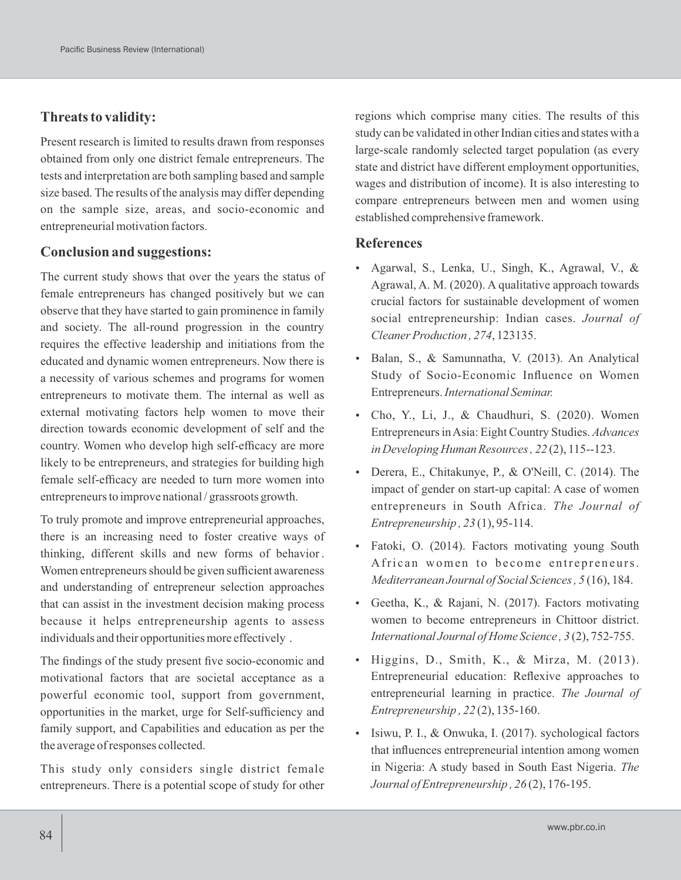## Threats to validity:

Present research is limited to results drawn from responses obtained from only one district female entrepreneurs. The tests and interpretation are both sampling based and sample size based. The results of the analysis may differ depending on the sample size, areas, and socio-economic and entrepreneurial motivation factors.

## Conclusion and suggestions:

The current study shows that over the years the status of female entrepreneurs has changed positively but we can observe that they have started to gain prominence in family and society. The all-round progression in the country requires the effective leadership and initiations from the educated and dynamic women entrepreneurs. Now there is a necessity of various schemes and programs for women entrepreneurs to motivate them. The internal as well as external motivating factors help women to move their direction towards economic development of self and the country. Women who develop high self-efficacy are more likely to be entrepreneurs, and strategies for building high female self-efficacy are needed to turn more women into entrepreneurs to improve national / grassroots growth.

To truly promote and improve entrepreneurial approaches, there is an increasing need to foster creative ways of thinking, different skills and new forms of behavior. Women entrepreneurs should be given sufficient awareness and understanding of entrepreneur selection approaches that can assist in the investment decision making process because it helps entrepreneurship agents to assess individuals and their opportunities more effectively .

The findings of the study present five socio-economic and motivational factors that are societal acceptance as a powerful economic tool, support from government, opportunities in the market, urge for Self-sufficiency and family support, and Capabilities and education as per the the average of responses collected.

This study only considers single district female entrepreneurs. There is a potential scope of study for other regions which comprise many cities. The results of this study can be validated in other Indian cities and states with a large-scale randomly selected target population (as every state and district have different employment opportunities, wages and distribution of income). It is also interesting to compare entrepreneurs between men and women using established comprehensive framework.

## References

- Agarwal, S., Lenka, U., Singh, K., Agrawal, V., & Agrawal, A. M. (2020). A qualitative approach towards crucial factors for sustainable development of women social entrepreneurship: Indian cases. *Journal of Cleaner Production, 274*, 123135.
- Balan, S., & Samunnatha, V. (2013). An Analytical Study of Socio-Economic Influence on Women Entrepreneurs. *International Seminar.*
- Cho, Y., Li, J., & Chaudhuri, S. (2020). Women Entrepreneurs in Asia: Eight Country Studies. *Advances in Developing Human Resources, 22* (2), 115--123.
- Derera, E., Chitakunye, P., & O'Neill, C. (2014). The impact of gender on start-up capital: A case of women entrepreneurs in South Africa. *The Journal of Entrepreneurship, 23* (1), 95-114.
- Fatoki, O. (2014). Factors motivating young South African women to become entrepreneurs. *Mediterranean Journal of Social Sciences, 5* (16), 184.
- Geetha, K., & Rajani, N. (2017). Factors motivating women to become entrepreneurs in Chittoor district. *International Journal of Home Science, 3* (2), 752-755.
- Higgins, D., Smith, K., & Mirza, M. (2013). Entrepreneurial education: Reflexive approaches to entrepreneurial learning in practice. *The Journal of Entrepreneurship, 22* (2), 135-160.
- Isiwu, P. I., & Onwuka, I. (2017). sychological factors that influences entrepreneurial intention among women in Nigeria: A study based in South East Nigeria. *The Journal of Entrepreneurship, 26* (2), 176-195.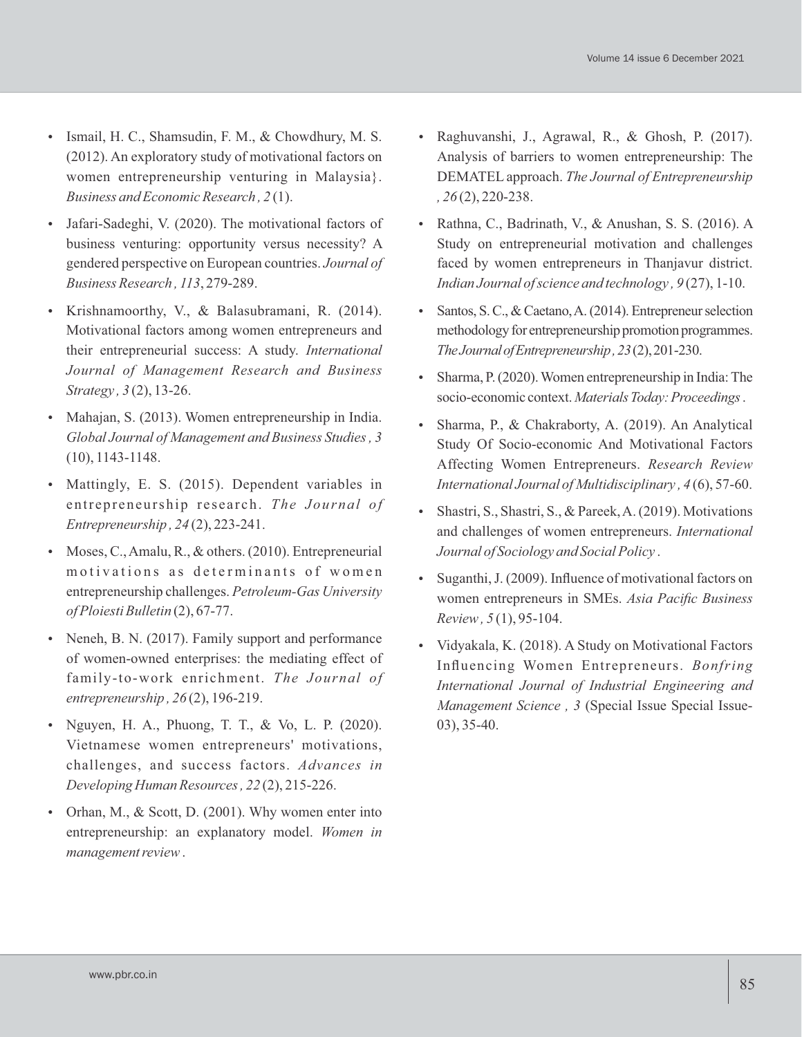- Ismail, H. C., Shamsudin, F. M., & Chowdhury, M. S. (2012). An exploratory study of motivational factors on women entrepreneurship venturing in Malaysia}. *Business and Economic Research , 2* (1).
- Jafari-Sadeghi, V. (2020). The motivational factors of business venturing: opportunity versus necessity? A gendered perspective on European countries. *Journal of Business Research , 113*, 279-289.
- Krishnamoorthy, V., & Balasubramani, R. (2014). Motivational factors among women entrepreneurs and their entrepreneurial success: A study. *International Journal of Management Research and Business Strategy , 3* (2), 13-26.
- Mahajan, S. (2013). Women entrepreneurship in India. *Global Journal of Management and Business Studies , 3* (10), 1143-1148.
- Mattingly, E. S. (2015). Dependent variables in entrepreneurship research. *The Journal of Entrepreneurship , 24* (2), 223-241.
- Moses, C., Amalu, R., & others. (2010). Entrepreneurial motivations as determinants of women entrepreneurship challenges. *Petroleum-Gas University of Ploiesti Bulletin* (2), 67-77.
- Neneh, B. N. (2017). Family support and performance of women-owned enterprises: the mediating effect of family-to-work enrichment. *The Journal of entrepreneurship , 26* (2), 196-219.
- Nguyen, H. A., Phuong, T. T., & Vo, L. P. (2020). Vietnamese women entrepreneurs' motivations, challenges, and success factors. *Advances in Developing Human Resources , 22* (2), 215-226.
- Orhan, M., & Scott, D. (2001). Why women enter into entrepreneurship: an explanatory model. *Women in management review* .
- Raghuvanshi, J., Agrawal, R., & Ghosh, P. (2017). Analysis of barriers to women entrepreneurship: The DEMATEL approach. *The Journal of Entrepreneurship , 26* (2), 220-238.
- Rathna, C., Badrinath, V., & Anushan, S. S. (2016). A Study on entrepreneurial motivation and challenges faced by women entrepreneurs in Thanjavur district. *Indian Journal of science and technology , 9* (27), 1-10.
- Santos, S. C., & Caetano, A. (2014). Entrepreneur selection methodology for entrepreneurship promotion programmes. *The Journal of Entrepreneurship , 23* (2), 201-230.
- Sharma, P. (2020). Women entrepreneurship in India: The socio-economic context. *Materials Today: Proceedings* .
- Sharma, P., & Chakraborty, A. (2019). An Analytical Study Of Socio-economic And Motivational Factors Affecting Women Entrepreneurs. *Research Review International Journal of Multidisciplinary , 4* (6), 57-60.
- Shastri, S., Shastri, S., & Pareek, A. (2019). Motivations and challenges of women entrepreneurs. *International Journal of Sociology and Social Policy* .
- Suganthi, J. (2009). Influence of motivational factors on women entrepreneurs in SMEs. *Asia Pacific Business Review , 5* (1), 95-104.
- Vidyakala, K. (2018). A Study on Motivational Factors Influencing Women Entrepreneurs. *Bonfring International Journal of Industrial Engineering and Management Science , 3* (Special Issue Special Issue-03), 35-40.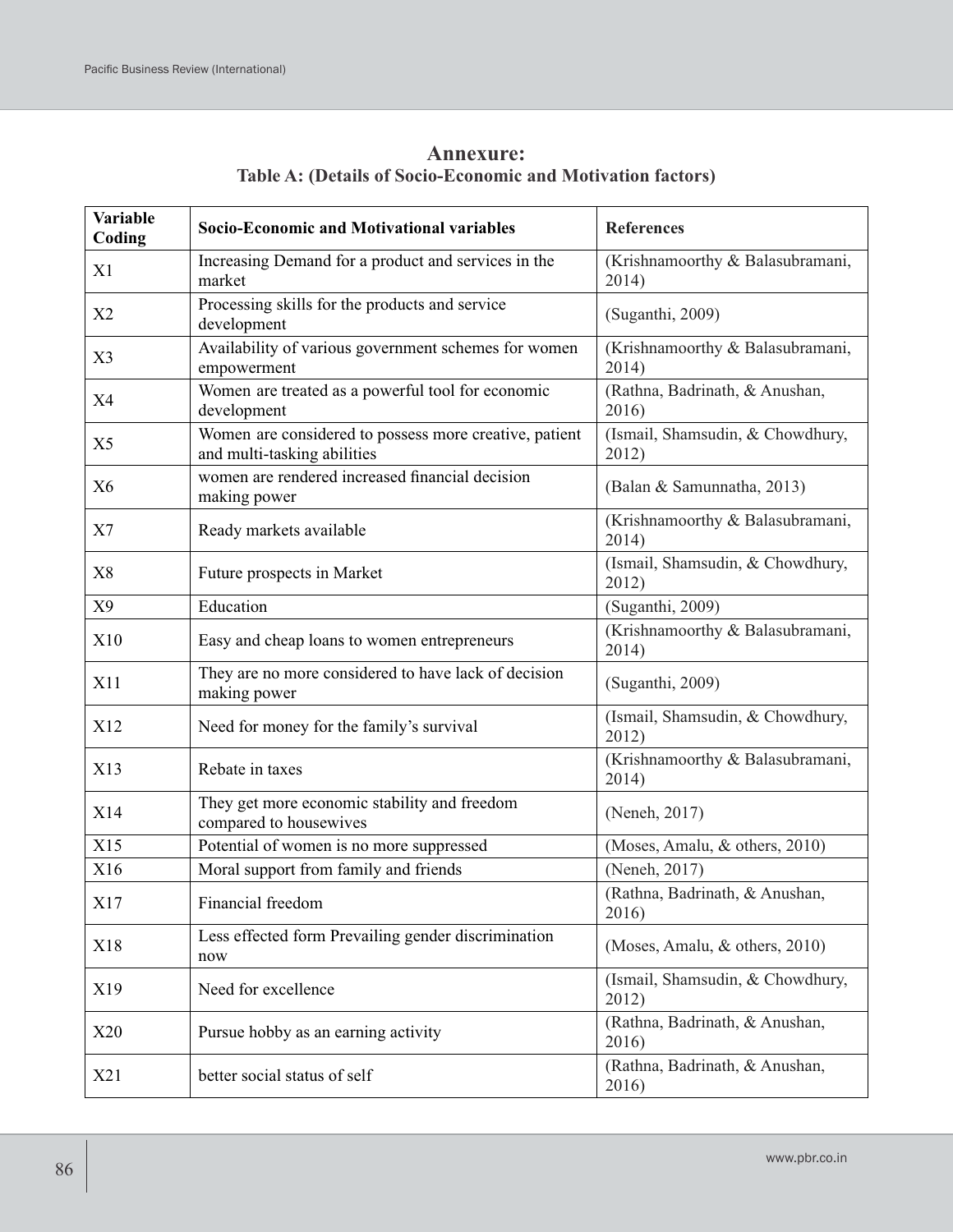## Annexure:

### Table A: (Details of Socio-Economic and Motivation factors)

| Variable Coding | Socio-Economic and Motivational variables | References |
|---|---|---|
| X1 | Increasing Demand for a product and services in the market | (Krishnamoorthy & Balasubramani, 2014) |
| X2 | Processing skills for the products and service development | (Suganthi, 2009) |
| X3 | Availability of various government schemes for women empowerment | (Krishnamoorthy & Balasubramani, 2014) |
| X4 | Women are treated as a powerful tool for economic development | (Rathna, Badrinath, & Anushan, 2016) |
| X5 | Women are considered to possess more creative, patient and multi-tasking abilities | (Ismail, Shamsudin, & Chowdhury, 2012) |
| X6 | women are rendered increased financial decision making power | (Balan & Samunnatha, 2013) |
| X7 | Ready markets available | (Krishnamoorthy & Balasubramani, 2014) |
| X8 | Future prospects in Market | (Ismail, Shamsudin, & Chowdhury, 2012) |
| X9 | Education | (Suganthi, 2009) |
| X10 | Easy and cheap loans to women entrepreneurs | (Krishnamoorthy & Balasubramani, 2014) |
| X11 | They are no more considered to have lack of decision making power | (Suganthi, 2009) |
| X12 | Need for money for the family's survival | (Ismail, Shamsudin, & Chowdhury, 2012) |
| X13 | Rebate in taxes | (Krishnamoorthy & Balasubramani, 2014) |
| X14 | They get more economic stability and freedom compared to housewives | (Neneh, 2017) |
| X15 | Potential of women is no more suppressed | (Moses, Amalu, & others, 2010) |
| X16 | Moral support from family and friends | (Neneh, 2017) |
| X17 | Financial freedom | (Rathna, Badrinath, & Anushan, 2016) |
| X18 | Less effected form Prevailing gender discrimination now | (Moses, Amalu, & others, 2010) |
| X19 | Need for excellence | (Ismail, Shamsudin, & Chowdhury, 2012) |
| X20 | Pursue hobby as an earning activity | (Rathna, Badrinath, & Anushan, 2016) |
| X21 | better social status of self | (Rathna, Badrinath, & Anushan, 2016) |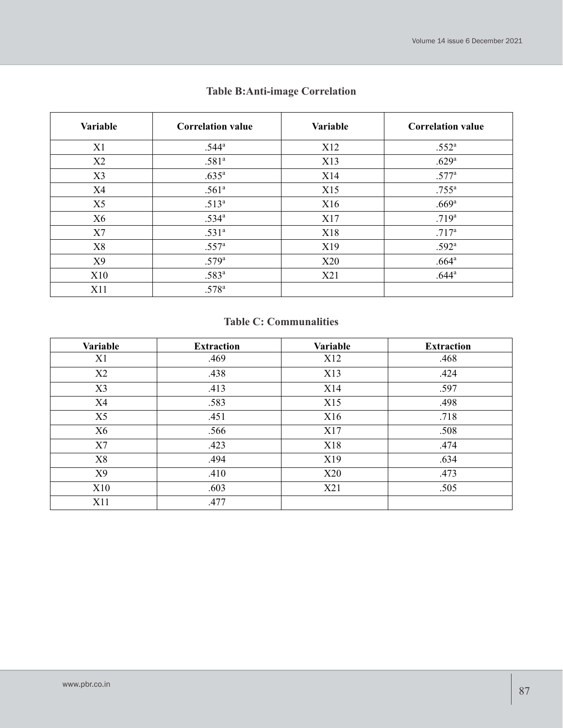**Table B:Anti-image Correlation**

| Variable | Correlation value | Variable | Correlation value |
|---|---|---|---|
| X1 | .544[a] | X12 | .552[a] |
| X2 | .581[a] | X13 | .629[a] |
| X3 | .635[a] | X14 | .577[a] |
| X4 | .561[a] | X15 | .755[a] |
| X5 | .513[a] | X16 | .669[a] |
| X6 | .534[a] | X17 | .719[a] |
| X7 | .531[a] | X18 | .717[a] |
| X8 | .557[a] | X19 | .592[a] |
| X9 | .579[a] | X20 | .664[a] |
| X10 | .583[a] | X21 | .644[a] |
| X11 | .578[a] | | |

**Table C: Communalities**

| Variable | Extraction | Variable | Extraction |
|---|---|---|---|
| X1 | .469 | X12 | .468 |
| X2 | .438 | X13 | .424 |
| X3 | .413 | X14 | .597 |
| X4 | .583 | X15 | .498 |
| X5 | .451 | X16 | .718 |
| X6 | .566 | X17 | .508 |
| X7 | .423 | X18 | .474 |
| X8 | .494 | X19 | .634 |
| X9 | .410 | X20 | .473 |
| X10 | .603 | X21 | .505 |
| X11 | .477 | | |